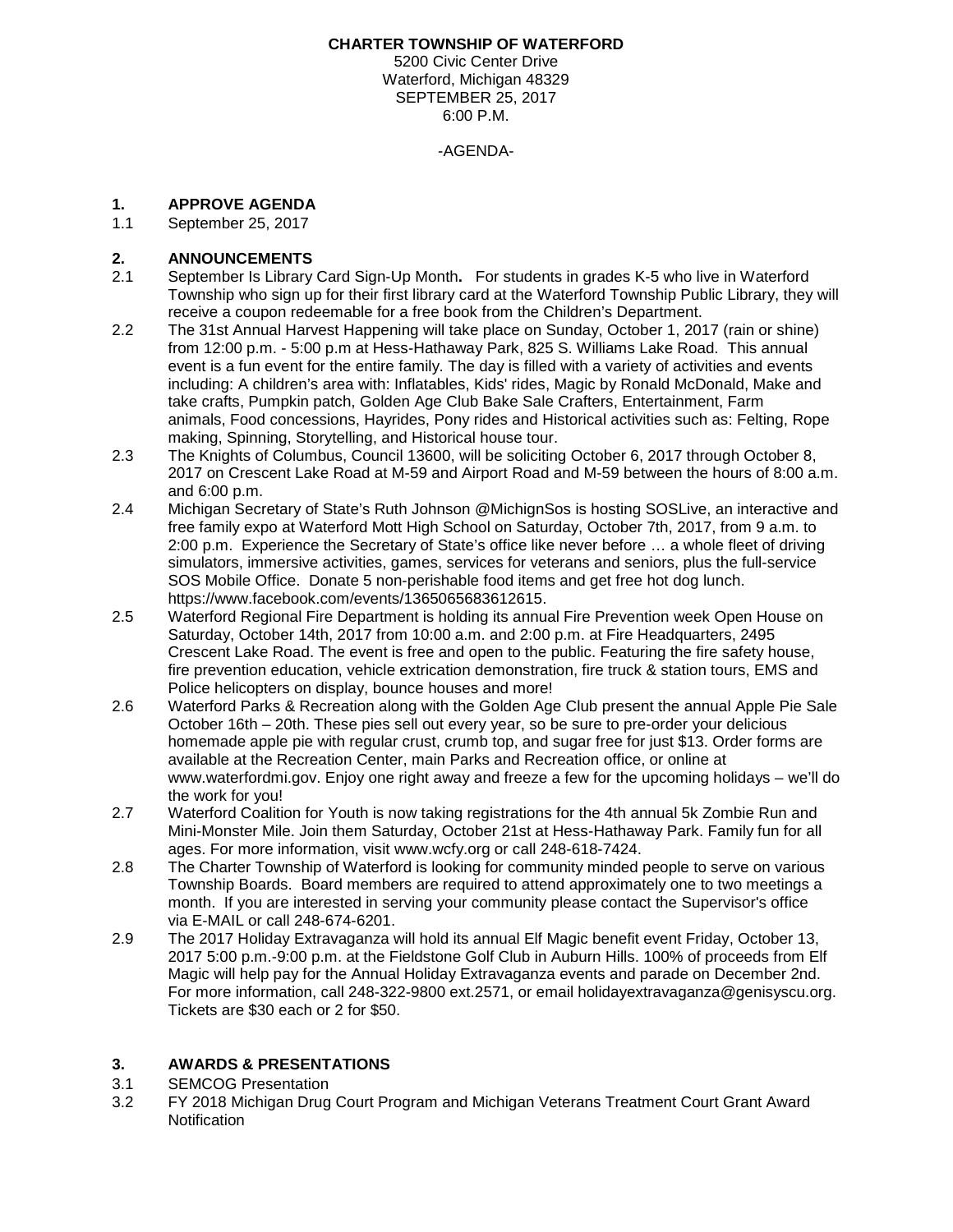**CHARTER TOWNSHIP OF WATERFORD**

5200 Civic Center Drive
Waterford, Michigan 48329
SEPTEMBER 25, 2017
6:00 P.M.

-AGENDA-

## 1. APPROVE AGENDA

1.1 September 25, 2017

## 2. ANNOUNCEMENTS

2.1 September Is Library Card Sign-Up Month**.** For students in grades K-5 who live in Waterford Township who sign up for their first library card at the Waterford Township Public Library, they will receive a coupon redeemable for a free book from the Children's Department.

2.2 The 31st Annual Harvest Happening will take place on Sunday, October 1, 2017 (rain or shine) from 12:00 p.m. - 5:00 p.m at Hess-Hathaway Park, 825 S. Williams Lake Road. This annual event is a fun event for the entire family. The day is filled with a variety of activities and events including: A children's area with: Inflatables, Kids' rides, Magic by Ronald McDonald, Make and take crafts, Pumpkin patch, Golden Age Club Bake Sale Crafters, Entertainment, Farm animals, Food concessions, Hayrides, Pony rides and Historical activities such as: Felting, Rope making, Spinning, Storytelling, and Historical house tour.

2.3 The Knights of Columbus, Council 13600, will be soliciting October 6, 2017 through October 8, 2017 on Crescent Lake Road at M-59 and Airport Road and M-59 between the hours of 8:00 a.m. and 6:00 p.m.

2.4 Michigan Secretary of State's Ruth Johnson @MichignSos is hosting SOSLive, an interactive and free family expo at Waterford Mott High School on Saturday, October 7th, 2017, from 9 a.m. to 2:00 p.m. Experience the Secretary of State's office like never before … a whole fleet of driving simulators, immersive activities, games, services for veterans and seniors, plus the full-service SOS Mobile Office. Donate 5 non-perishable food items and get free hot dog lunch. https://www.facebook.com/events/1365065683612615.

2.5 Waterford Regional Fire Department is holding its annual Fire Prevention week Open House on Saturday, October 14th, 2017 from 10:00 a.m. and 2:00 p.m. at Fire Headquarters, 2495 Crescent Lake Road. The event is free and open to the public. Featuring the fire safety house, fire prevention education, vehicle extrication demonstration, fire truck & station tours, EMS and Police helicopters on display, bounce houses and more!

2.6 Waterford Parks & Recreation along with the Golden Age Club present the annual Apple Pie Sale October 16th – 20th. These pies sell out every year, so be sure to pre-order your delicious homemade apple pie with regular crust, crumb top, and sugar free for just $13. Order forms are available at the Recreation Center, main Parks and Recreation office, or online at www.waterfordmi.gov. Enjoy one right away and freeze a few for the upcoming holidays – we'll do the work for you!

2.7 Waterford Coalition for Youth is now taking registrations for the 4th annual 5k Zombie Run and Mini-Monster Mile. Join them Saturday, October 21st at Hess-Hathaway Park. Family fun for all ages. For more information, visit www.wcfy.org or call 248-618-7424.

2.8 The Charter Township of Waterford is looking for community minded people to serve on various Township Boards. Board members are required to attend approximately one to two meetings a month. If you are interested in serving your community please contact the Supervisor's office via E-MAIL or call 248-674-6201.

2.9 The 2017 Holiday Extravaganza will hold its annual Elf Magic benefit event Friday, October 13, 2017 5:00 p.m.-9:00 p.m. at the Fieldstone Golf Club in Auburn Hills. 100% of proceeds from Elf Magic will help pay for the Annual Holiday Extravaganza events and parade on December 2nd. For more information, call 248-322-9800 ext.2571, or email holidayextravaganza@genisyscu.org. Tickets are $30 each or 2 for $50.

## 3. AWARDS & PRESENTATIONS

3.1 SEMCOG Presentation

3.2 FY 2018 Michigan Drug Court Program and Michigan Veterans Treatment Court Grant Award Notification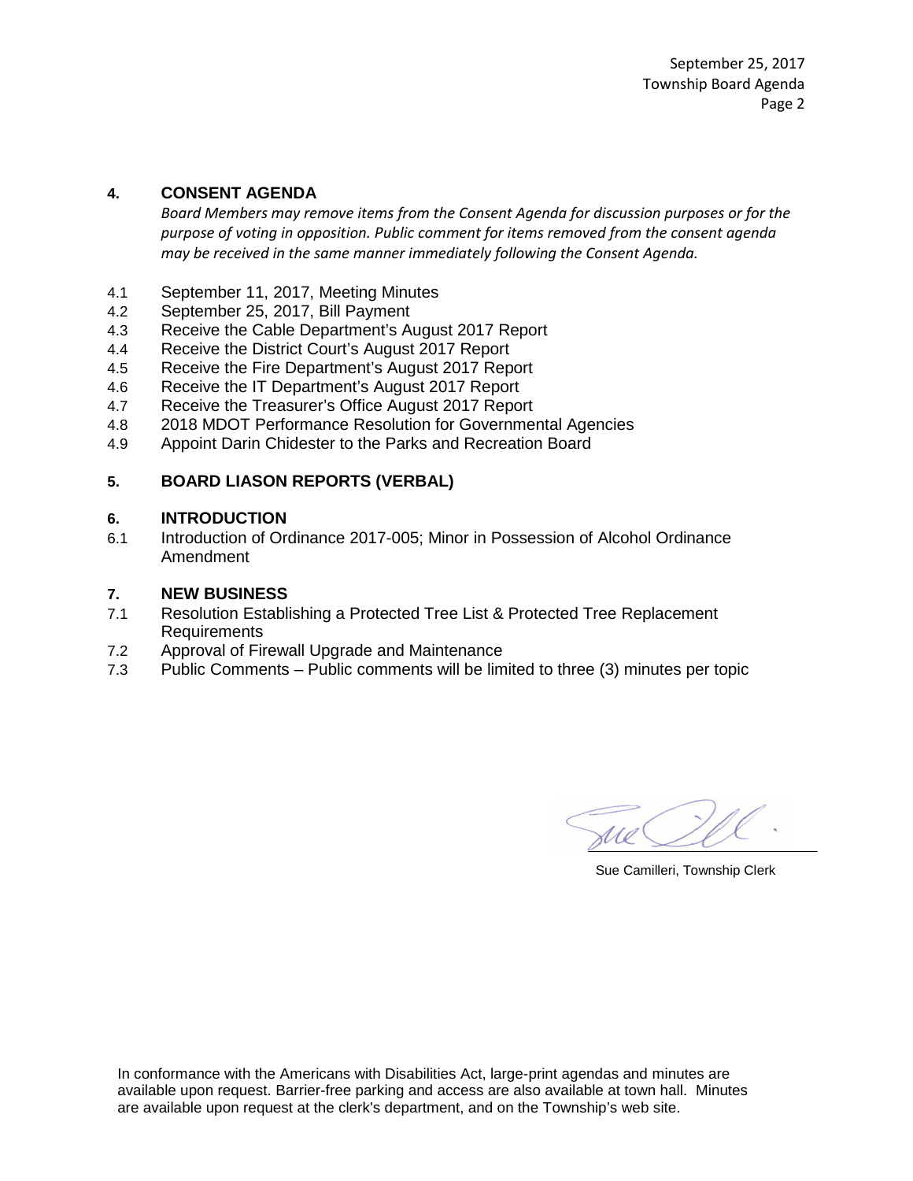## 4. CONSENT AGENDA

*Board Members may remove items from the Consent Agenda for discussion purposes or for the purpose of voting in opposition. Public comment for items removed from the consent agenda may be received in the same manner immediately following the Consent Agenda.*

4.1 September 11, 2017, Meeting Minutes
4.2 September 25, 2017, Bill Payment
4.3 Receive the Cable Department's August 2017 Report
4.4 Receive the District Court's August 2017 Report
4.5 Receive the Fire Department's August 2017 Report
4.6 Receive the IT Department's August 2017 Report
4.7 Receive the Treasurer's Office August 2017 Report
4.8 2018 MDOT Performance Resolution for Governmental Agencies
4.9 Appoint Darin Chidester to the Parks and Recreation Board

## 5. BOARD LIASON REPORTS (VERBAL)

## 6. INTRODUCTION

6.1 Introduction of Ordinance 2017-005; Minor in Possession of Alcohol Ordinance Amendment

## 7. NEW BUSINESS

7.1 Resolution Establishing a Protected Tree List & Protected Tree Replacement Requirements
7.2 Approval of Firewall Upgrade and Maintenance
7.3 Public Comments – Public comments will be limited to three (3) minutes per topic

Sue Camilleri, Township Clerk

In conformance with the Americans with Disabilities Act, large-print agendas and minutes are available upon request. Barrier-free parking and access are also available at town hall. Minutes are available upon request at the clerk's department, and on the Township's web site.